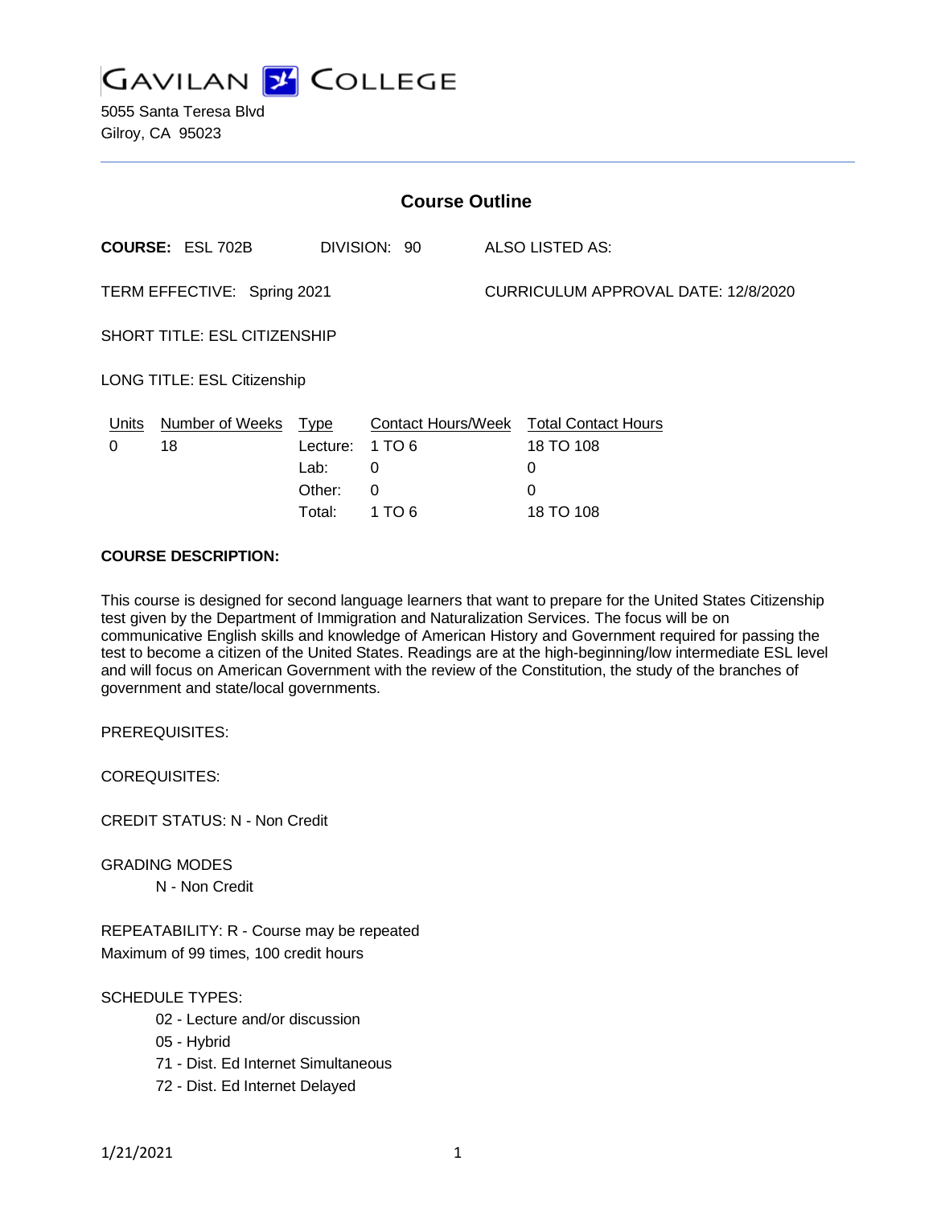# GAVILAN COLLEGE

5055 Santa Teresa Blvd
Gilroy, CA 95023

## Course Outline

**COURSE:** ESL 702B DIVISION: 90 ALSO LISTED AS:

TERM EFFECTIVE: Spring 2021 CURRICULUM APPROVAL DATE: 12/8/2020

SHORT TITLE: ESL CITIZENSHIP

LONG TITLE: ESL Citizenship

| Units | Number of Weeks | Type | Contact Hours/Week | Total Contact Hours |
|---|---|---|---|---|
| 0 | 18 | Lecture: | 1 TO 6 | 18 TO 108 |
| | | Lab: | 0 | 0 |
| | | Other: | 0 | 0 |
| | | Total: | 1 TO 6 | 18 TO 108 |

**COURSE DESCRIPTION:**

This course is designed for second language learners that want to prepare for the United States Citizenship test given by the Department of Immigration and Naturalization Services. The focus will be on communicative English skills and knowledge of American History and Government required for passing the test to become a citizen of the United States. Readings are at the high-beginning/low intermediate ESL level and will focus on American Government with the review of the Constitution, the study of the branches of government and state/local governments.

PREREQUISITES:

COREQUISITES:

CREDIT STATUS: N - Non Credit

GRADING MODES

N - Non Credit

REPEATABILITY: R - Course may be repeated
Maximum of 99 times, 100 credit hours

SCHEDULE TYPES:

- 02 - Lecture and/or discussion
- 05 - Hybrid
- 71 - Dist. Ed Internet Simultaneous
- 72 - Dist. Ed Internet Delayed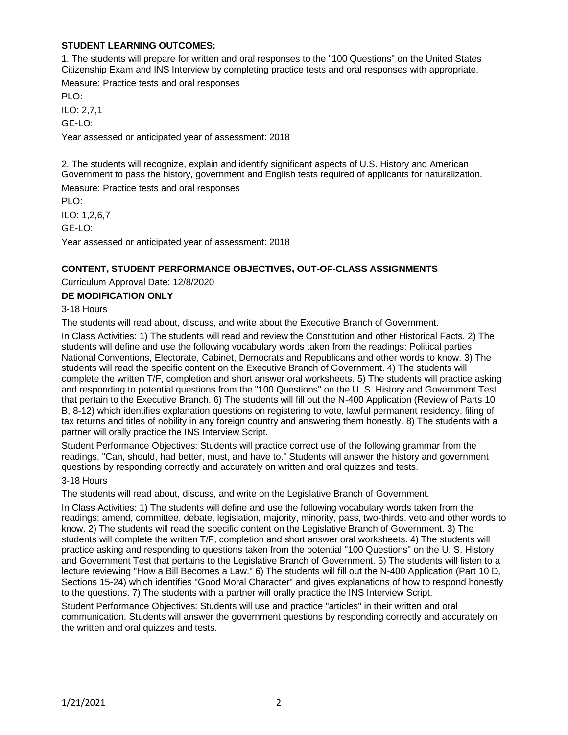**STUDENT LEARNING OUTCOMES:**

1. The students will prepare for written and oral responses to the "100 Questions" on the United States Citizenship Exam and INS Interview by completing practice tests and oral responses with appropriate.

Measure: Practice tests and oral responses

PLO:

ILO: 2,7,1

GE-LO:

Year assessed or anticipated year of assessment: 2018

2. The students will recognize, explain and identify significant aspects of U.S. History and American Government to pass the history, government and English tests required of applicants for naturalization.

Measure: Practice tests and oral responses

PLO:

ILO: 1,2,6,7

GE-LO:

Year assessed or anticipated year of assessment: 2018

**CONTENT, STUDENT PERFORMANCE OBJECTIVES, OUT-OF-CLASS ASSIGNMENTS**

Curriculum Approval Date: 12/8/2020

**DE MODIFICATION ONLY**

3-18 Hours

The students will read about, discuss, and write about the Executive Branch of Government.

In Class Activities: 1) The students will read and review the Constitution and other Historical Facts. 2) The students will define and use the following vocabulary words taken from the readings: Political parties, National Conventions, Electorate, Cabinet, Democrats and Republicans and other words to know. 3) The students will read the specific content on the Executive Branch of Government. 4) The students will complete the written T/F, completion and short answer oral worksheets. 5) The students will practice asking and responding to potential questions from the "100 Questions" on the U. S. History and Government Test that pertain to the Executive Branch. 6) The students will fill out the N-400 Application (Review of Parts 10 B, 8-12) which identifies explanation questions on registering to vote, lawful permanent residency, filing of tax returns and titles of nobility in any foreign country and answering them honestly. 8) The students with a partner will orally practice the INS Interview Script.

Student Performance Objectives: Students will practice correct use of the following grammar from the readings, "Can, should, had better, must, and have to." Students will answer the history and government questions by responding correctly and accurately on written and oral quizzes and tests.

3-18 Hours

The students will read about, discuss, and write on the Legislative Branch of Government.

In Class Activities: 1) The students will define and use the following vocabulary words taken from the readings: amend, committee, debate, legislation, majority, minority, pass, two-thirds, veto and other words to know. 2) The students will read the specific content on the Legislative Branch of Government. 3) The students will complete the written T/F, completion and short answer oral worksheets. 4) The students will practice asking and responding to questions taken from the potential "100 Questions" on the U. S. History and Government Test that pertains to the Legislative Branch of Government. 5) The students will listen to a lecture reviewing "How a Bill Becomes a Law." 6) The students will fill out the N-400 Application (Part 10 D, Sections 15-24) which identifies "Good Moral Character" and gives explanations of how to respond honestly to the questions. 7) The students with a partner will orally practice the INS Interview Script.

Student Performance Objectives: Students will use and practice "articles" in their written and oral communication. Students will answer the government questions by responding correctly and accurately on the written and oral quizzes and tests.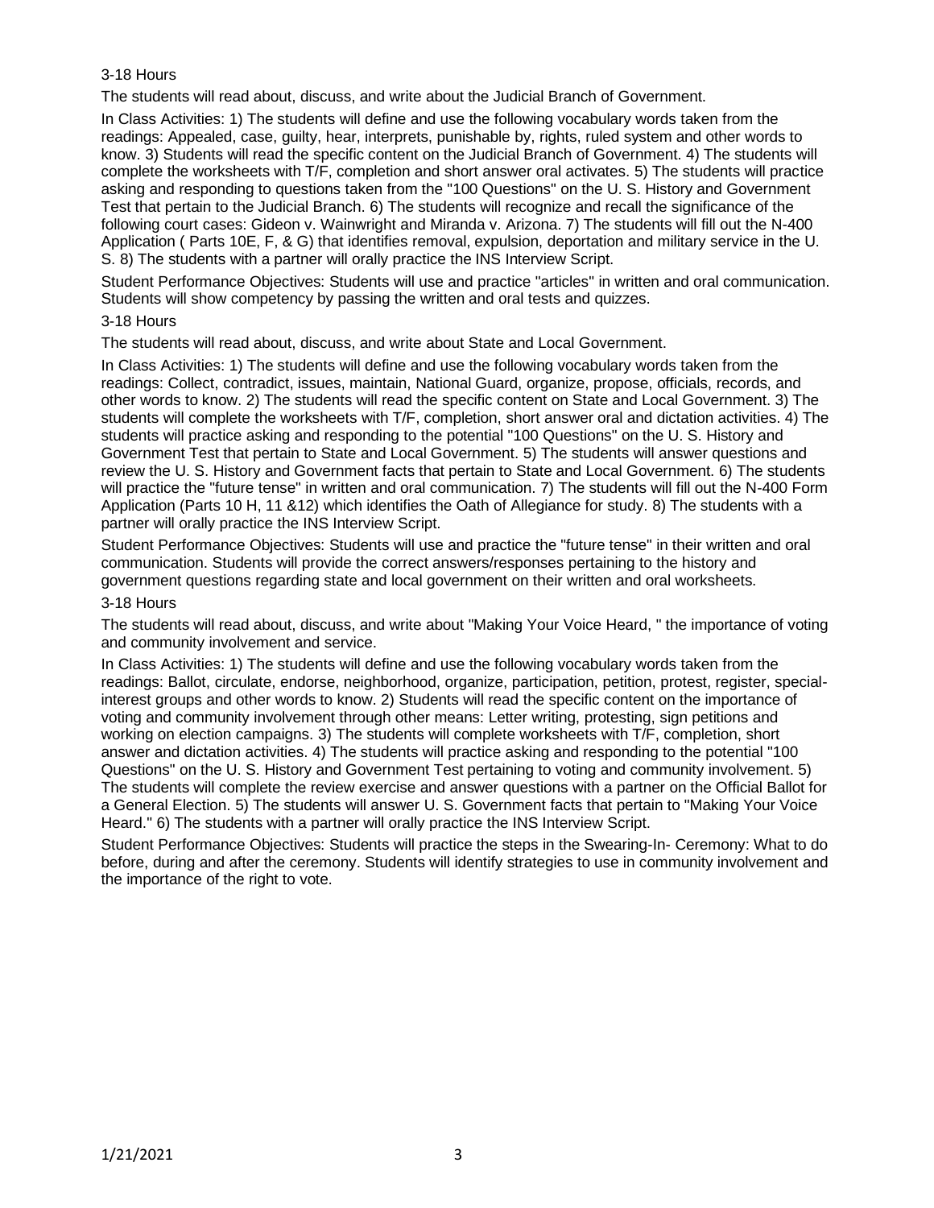3-18 Hours

The students will read about, discuss, and write about the Judicial Branch of Government.

In Class Activities: 1) The students will define and use the following vocabulary words taken from the readings: Appealed, case, guilty, hear, interprets, punishable by, rights, ruled system and other words to know. 3) Students will read the specific content on the Judicial Branch of Government. 4) The students will complete the worksheets with T/F, completion and short answer oral activates. 5) The students will practice asking and responding to questions taken from the "100 Questions" on the U. S. History and Government Test that pertain to the Judicial Branch. 6) The students will recognize and recall the significance of the following court cases: Gideon v. Wainwright and Miranda v. Arizona. 7) The students will fill out the N-400 Application ( Parts 10E, F, & G) that identifies removal, expulsion, deportation and military service in the U. S. 8) The students with a partner will orally practice the INS Interview Script.

Student Performance Objectives: Students will use and practice "articles" in written and oral communication. Students will show competency by passing the written and oral tests and quizzes.

3-18 Hours

The students will read about, discuss, and write about State and Local Government.

In Class Activities: 1) The students will define and use the following vocabulary words taken from the readings: Collect, contradict, issues, maintain, National Guard, organize, propose, officials, records, and other words to know. 2) The students will read the specific content on State and Local Government. 3) The students will complete the worksheets with T/F, completion, short answer oral and dictation activities. 4) The students will practice asking and responding to the potential "100 Questions" on the U. S. History and Government Test that pertain to State and Local Government. 5) The students will answer questions and review the U. S. History and Government facts that pertain to State and Local Government. 6) The students will practice the "future tense" in written and oral communication. 7) The students will fill out the N-400 Form Application (Parts 10 H, 11 &12) which identifies the Oath of Allegiance for study. 8) The students with a partner will orally practice the INS Interview Script.

Student Performance Objectives: Students will use and practice the "future tense" in their written and oral communication. Students will provide the correct answers/responses pertaining to the history and government questions regarding state and local government on their written and oral worksheets.

3-18 Hours

The students will read about, discuss, and write about "Making Your Voice Heard, " the importance of voting and community involvement and service.

In Class Activities: 1) The students will define and use the following vocabulary words taken from the readings: Ballot, circulate, endorse, neighborhood, organize, participation, petition, protest, register, special-interest groups and other words to know. 2) Students will read the specific content on the importance of voting and community involvement through other means: Letter writing, protesting, sign petitions and working on election campaigns. 3) The students will complete worksheets with T/F, completion, short answer and dictation activities. 4) The students will practice asking and responding to the potential "100 Questions" on the U. S. History and Government Test pertaining to voting and community involvement. 5) The students will complete the review exercise and answer questions with a partner on the Official Ballot for a General Election. 5) The students will answer U. S. Government facts that pertain to "Making Your Voice Heard." 6) The students with a partner will orally practice the INS Interview Script.

Student Performance Objectives: Students will practice the steps in the Swearing-In- Ceremony: What to do before, during and after the ceremony. Students will identify strategies to use in community involvement and the importance of the right to vote.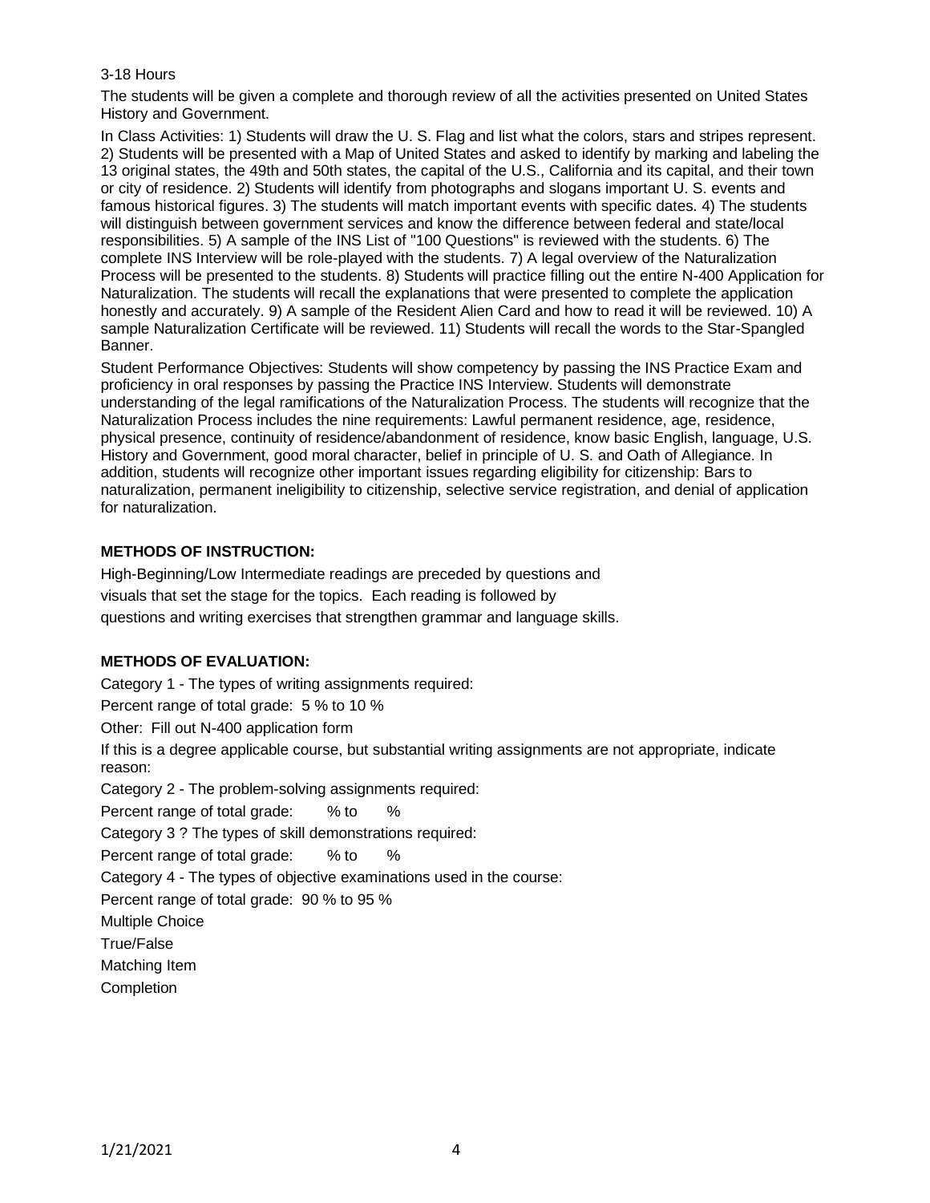3-18 Hours

The students will be given a complete and thorough review of all the activities presented on United States History and Government.

In Class Activities: 1) Students will draw the U. S. Flag and list what the colors, stars and stripes represent. 2) Students will be presented with a Map of United States and asked to identify by marking and labeling the 13 original states, the 49th and 50th states, the capital of the U.S., California and its capital, and their town or city of residence. 2) Students will identify from photographs and slogans important U. S. events and famous historical figures. 3) The students will match important events with specific dates. 4) The students will distinguish between government services and know the difference between federal and state/local responsibilities. 5) A sample of the INS List of "100 Questions" is reviewed with the students. 6) The complete INS Interview will be role-played with the students. 7) A legal overview of the Naturalization Process will be presented to the students. 8) Students will practice filling out the entire N-400 Application for Naturalization. The students will recall the explanations that were presented to complete the application honestly and accurately. 9) A sample of the Resident Alien Card and how to read it will be reviewed. 10) A sample Naturalization Certificate will be reviewed. 11) Students will recall the words to the Star-Spangled Banner.

Student Performance Objectives: Students will show competency by passing the INS Practice Exam and proficiency in oral responses by passing the Practice INS Interview. Students will demonstrate understanding of the legal ramifications of the Naturalization Process. The students will recognize that the Naturalization Process includes the nine requirements: Lawful permanent residence, age, residence, physical presence, continuity of residence/abandonment of residence, know basic English, language, U.S. History and Government, good moral character, belief in principle of U. S. and Oath of Allegiance. In addition, students will recognize other important issues regarding eligibility for citizenship: Bars to naturalization, permanent ineligibility to citizenship, selective service registration, and denial of application for naturalization.

**METHODS OF INSTRUCTION:**

High-Beginning/Low Intermediate readings are preceded by questions and visuals that set the stage for the topics. Each reading is followed by questions and writing exercises that strengthen grammar and language skills.

**METHODS OF EVALUATION:**

Category 1 - The types of writing assignments required:

Percent range of total grade: 5 % to 10 %

Other: Fill out N-400 application form

If this is a degree applicable course, but substantial writing assignments are not appropriate, indicate reason:

Category 2 - The problem-solving assignments required:

Percent range of total grade: % to %

Category 3 ? The types of skill demonstrations required:

Percent range of total grade: % to %

Category 4 - The types of objective examinations used in the course:

Percent range of total grade: 90 % to 95 %

Multiple Choice

True/False

Matching Item

Completion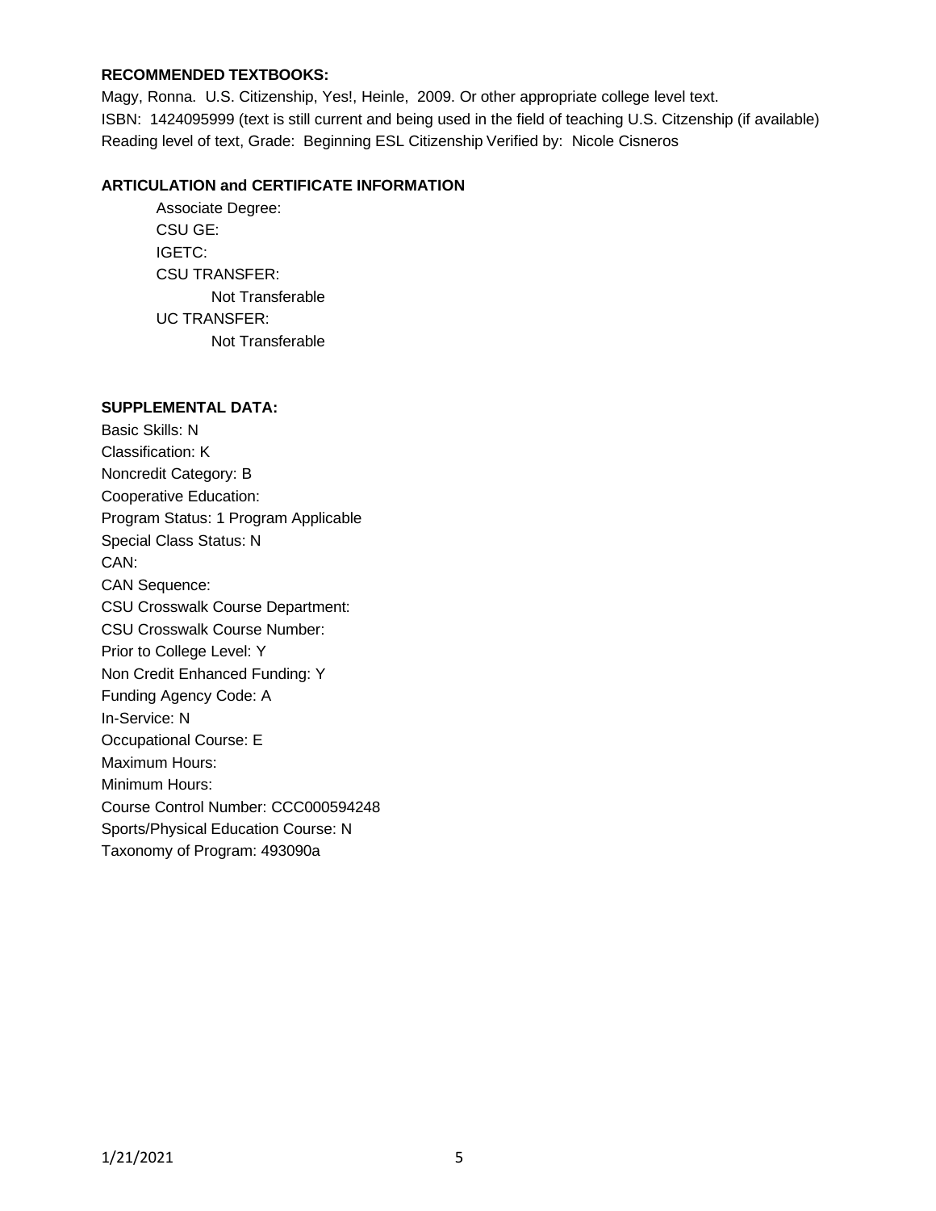**RECOMMENDED TEXTBOOKS:**

Magy, Ronna. U.S. Citizenship, Yes!, Heinle, 2009. Or other appropriate college level text.
ISBN: 1424095999 (text is still current and being used in the field of teaching U.S. Citzenship (if available)
Reading level of text, Grade: Beginning ESL Citizenship Verified by: Nicole Cisneros

**ARTICULATION and CERTIFICATE INFORMATION**

Associate Degree:
CSU GE:
IGETC:
CSU TRANSFER:
Not Transferable
UC TRANSFER:
Not Transferable

**SUPPLEMENTAL DATA:**

Basic Skills: N
Classification: K
Noncredit Category: B
Cooperative Education:
Program Status: 1 Program Applicable
Special Class Status: N
CAN:
CAN Sequence:
CSU Crosswalk Course Department:
CSU Crosswalk Course Number:
Prior to College Level: Y
Non Credit Enhanced Funding: Y
Funding Agency Code: A
In-Service: N
Occupational Course: E
Maximum Hours:
Minimum Hours:
Course Control Number: CCC000594248
Sports/Physical Education Course: N
Taxonomy of Program: 493090a